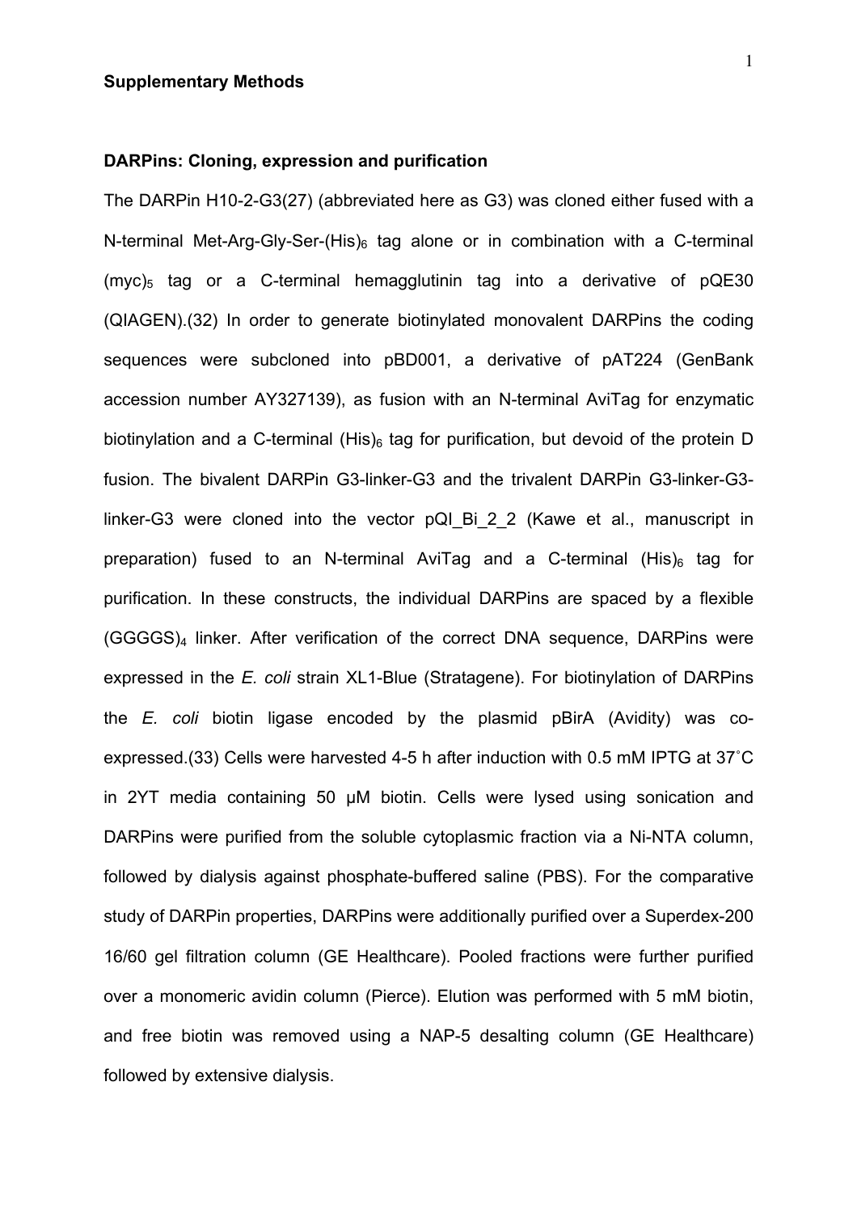**Supplementary Methods**

**DARPins: Cloning, expression and purification**

The DARPin H10-2-G3(27) (abbreviated here as G3) was cloned either fused with a N-terminal Met-Arg-Gly-Ser-$(His)_6$ tag alone or in combination with a C-terminal $(myc)_5$ tag or a C-terminal hemagglutinin tag into a derivative of pQE30 (QIAGEN).(32) In order to generate biotinylated monovalent DARPins the coding sequences were subcloned into pBD001, a derivative of pAT224 (GenBank accession number AY327139), as fusion with an N-terminal AviTag for enzymatic biotinylation and a C-terminal $(His)_6$ tag for purification, but devoid of the protein D fusion. The bivalent DARPin G3-linker-G3 and the trivalent DARPin G3-linker-G3-linker-G3 were cloned into the vector pQI_Bi_2_2 (Kawe et al., manuscript in preparation) fused to an N-terminal AviTag and a C-terminal $(His)_6$ tag for purification. In these constructs, the individual DARPins are spaced by a flexible $(GGGGS)_4$ linker. After verification of the correct DNA sequence, DARPins were expressed in the *E. coli* strain XL1-Blue (Stratagene). For biotinylation of DARPins the *E. coli* biotin ligase encoded by the plasmid pBirA (Avidity) was co-expressed.(33) Cells were harvested 4-5 h after induction with 0.5 mM IPTG at 37˚C in 2YT media containing 50 µM biotin. Cells were lysed using sonication and DARPins were purified from the soluble cytoplasmic fraction via a Ni-NTA column, followed by dialysis against phosphate-buffered saline (PBS). For the comparative study of DARPin properties, DARPins were additionally purified over a Superdex-200 16/60 gel filtration column (GE Healthcare). Pooled fractions were further purified over a monomeric avidin column (Pierce). Elution was performed with 5 mM biotin, and free biotin was removed using a NAP-5 desalting column (GE Healthcare) followed by extensive dialysis.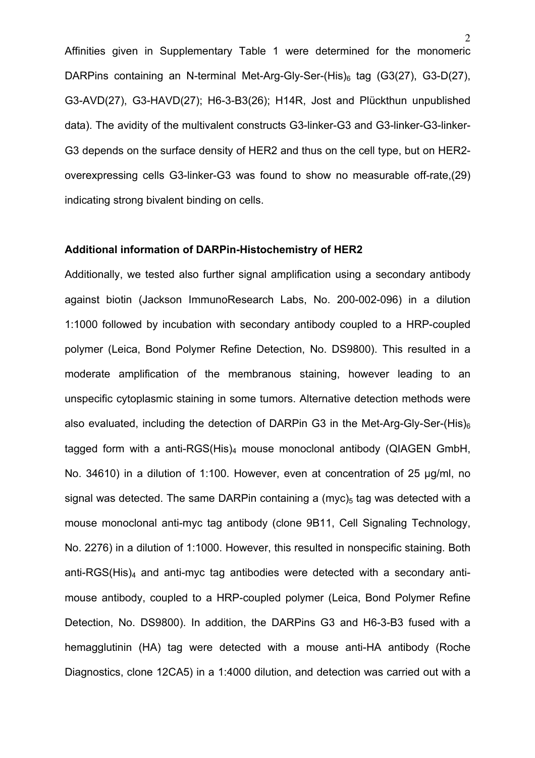Affinities given in Supplementary Table 1 were determined for the monomeric DARPins containing an N-terminal Met-Arg-Gly-Ser-$(His)_6$ tag (G3(27), G3-D(27), G3-AVD(27), G3-HAVD(27); H6-3-B3(26); H14R, Jost and Plückthun unpublished data). The avidity of the multivalent constructs G3-linker-G3 and G3-linker-G3-linker-G3 depends on the surface density of HER2 and thus on the cell type, but on HER2-overexpressing cells G3-linker-G3 was found to show no measurable off-rate,(29) indicating strong bivalent binding on cells.

## Additional information of DARPin-Histochemistry of HER2

Additionally, we tested also further signal amplification using a secondary antibody against biotin (Jackson ImmunoResearch Labs, No. 200-002-096) in a dilution 1:1000 followed by incubation with secondary antibody coupled to a HRP-coupled polymer (Leica, Bond Polymer Refine Detection, No. DS9800). This resulted in a moderate amplification of the membranous staining, however leading to an unspecific cytoplasmic staining in some tumors. Alternative detection methods were also evaluated, including the detection of DARPin G3 in the Met-Arg-Gly-Ser-$(His)_6$ tagged form with a anti-RGS$(His)_4$ mouse monoclonal antibody (QIAGEN GmbH, No. 34610) in a dilution of 1:100. However, even at concentration of 25 µg/ml, no signal was detected. The same DARPin containing a $(myc)_5$ tag was detected with a mouse monoclonal anti-myc tag antibody (clone 9B11, Cell Signaling Technology, No. 2276) in a dilution of 1:1000. However, this resulted in nonspecific staining. Both anti-RGS$(His)_4$ and anti-myc tag antibodies were detected with a secondary anti-mouse antibody, coupled to a HRP-coupled polymer (Leica, Bond Polymer Refine Detection, No. DS9800). In addition, the DARPins G3 and H6-3-B3 fused with a hemagglutinin (HA) tag were detected with a mouse anti-HA antibody (Roche Diagnostics, clone 12CA5) in a 1:4000 dilution, and detection was carried out with a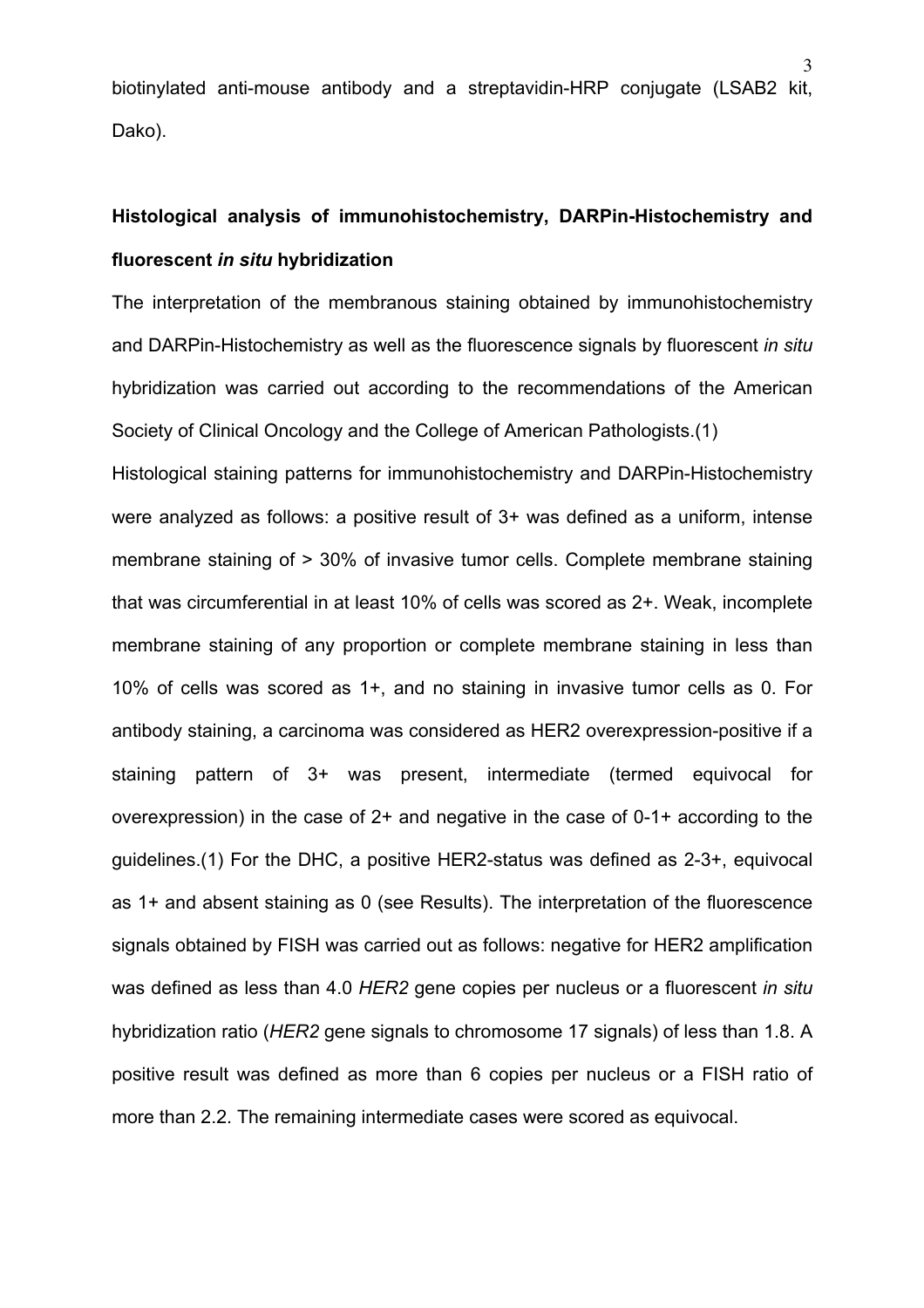biotinylated anti-mouse antibody and a streptavidin-HRP conjugate (LSAB2 kit, Dako).

**Histological analysis of immunohistochemistry, DARPin-Histochemistry and fluorescent *in situ* hybridization**

The interpretation of the membranous staining obtained by immunohistochemistry and DARPin-Histochemistry as well as the fluorescence signals by fluorescent *in situ* hybridization was carried out according to the recommendations of the American Society of Clinical Oncology and the College of American Pathologists.(1)

Histological staining patterns for immunohistochemistry and DARPin-Histochemistry were analyzed as follows: a positive result of 3+ was defined as a uniform, intense membrane staining of > 30% of invasive tumor cells. Complete membrane staining that was circumferential in at least 10% of cells was scored as 2+. Weak, incomplete membrane staining of any proportion or complete membrane staining in less than 10% of cells was scored as 1+, and no staining in invasive tumor cells as 0. For antibody staining, a carcinoma was considered as HER2 overexpression-positive if a staining pattern of 3+ was present, intermediate (termed equivocal for overexpression) in the case of 2+ and negative in the case of 0-1+ according to the guidelines.(1) For the DHC, a positive HER2-status was defined as 2-3+, equivocal as 1+ and absent staining as 0 (see Results). The interpretation of the fluorescence signals obtained by FISH was carried out as follows: negative for HER2 amplification was defined as less than 4.0 *HER2* gene copies per nucleus or a fluorescent *in situ* hybridization ratio (*HER2* gene signals to chromosome 17 signals) of less than 1.8. A positive result was defined as more than 6 copies per nucleus or a FISH ratio of more than 2.2. The remaining intermediate cases were scored as equivocal.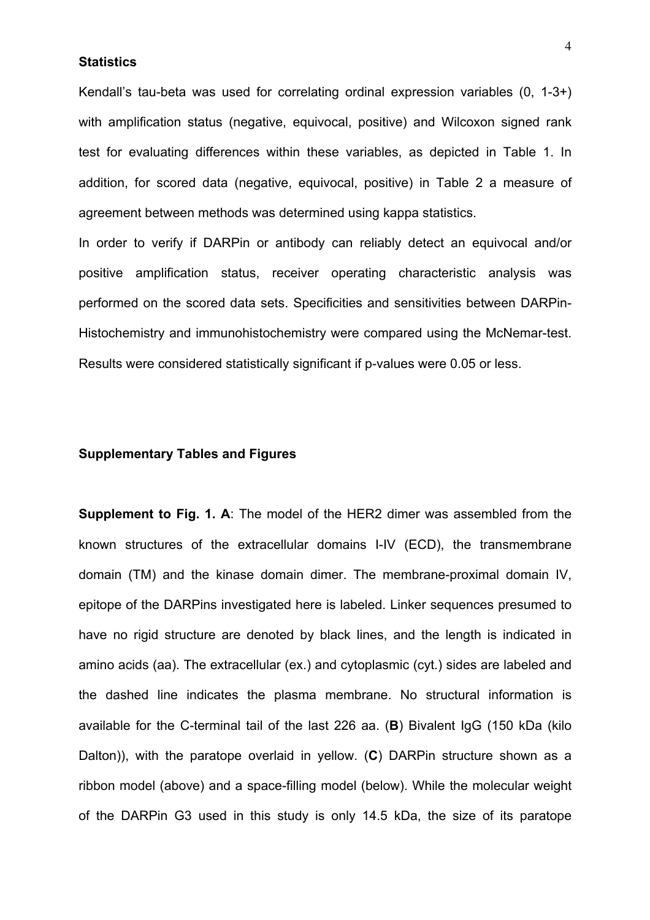### Statistics

Kendall's tau-beta was used for correlating ordinal expression variables (0, 1-3+) with amplification status (negative, equivocal, positive) and Wilcoxon signed rank test for evaluating differences within these variables, as depicted in Table 1. In addition, for scored data (negative, equivocal, positive) in Table 2 a measure of agreement between methods was determined using kappa statistics.

In order to verify if DARPin or antibody can reliably detect an equivocal and/or positive amplification status, receiver operating characteristic analysis was performed on the scored data sets. Specificities and sensitivities between DARPin-Histochemistry and immunohistochemistry were compared using the McNemar-test. Results were considered statistically significant if p-values were 0.05 or less.

### Supplementary Tables and Figures

**Supplement to Fig. 1. A**: The model of the HER2 dimer was assembled from the known structures of the extracellular domains I-IV (ECD), the transmembrane domain (TM) and the kinase domain dimer. The membrane-proximal domain IV, epitope of the DARPins investigated here is labeled. Linker sequences presumed to have no rigid structure are denoted by black lines, and the length is indicated in amino acids (aa). The extracellular (ex.) and cytoplasmic (cyt.) sides are labeled and the dashed line indicates the plasma membrane. No structural information is available for the C-terminal tail of the last 226 aa. (**B**) Bivalent IgG (150 kDa (kilo Dalton)), with the paratope overlaid in yellow. (**C**) DARPin structure shown as a ribbon model (above) and a space-filling model (below). While the molecular weight of the DARPin G3 used in this study is only 14.5 kDa, the size of its paratope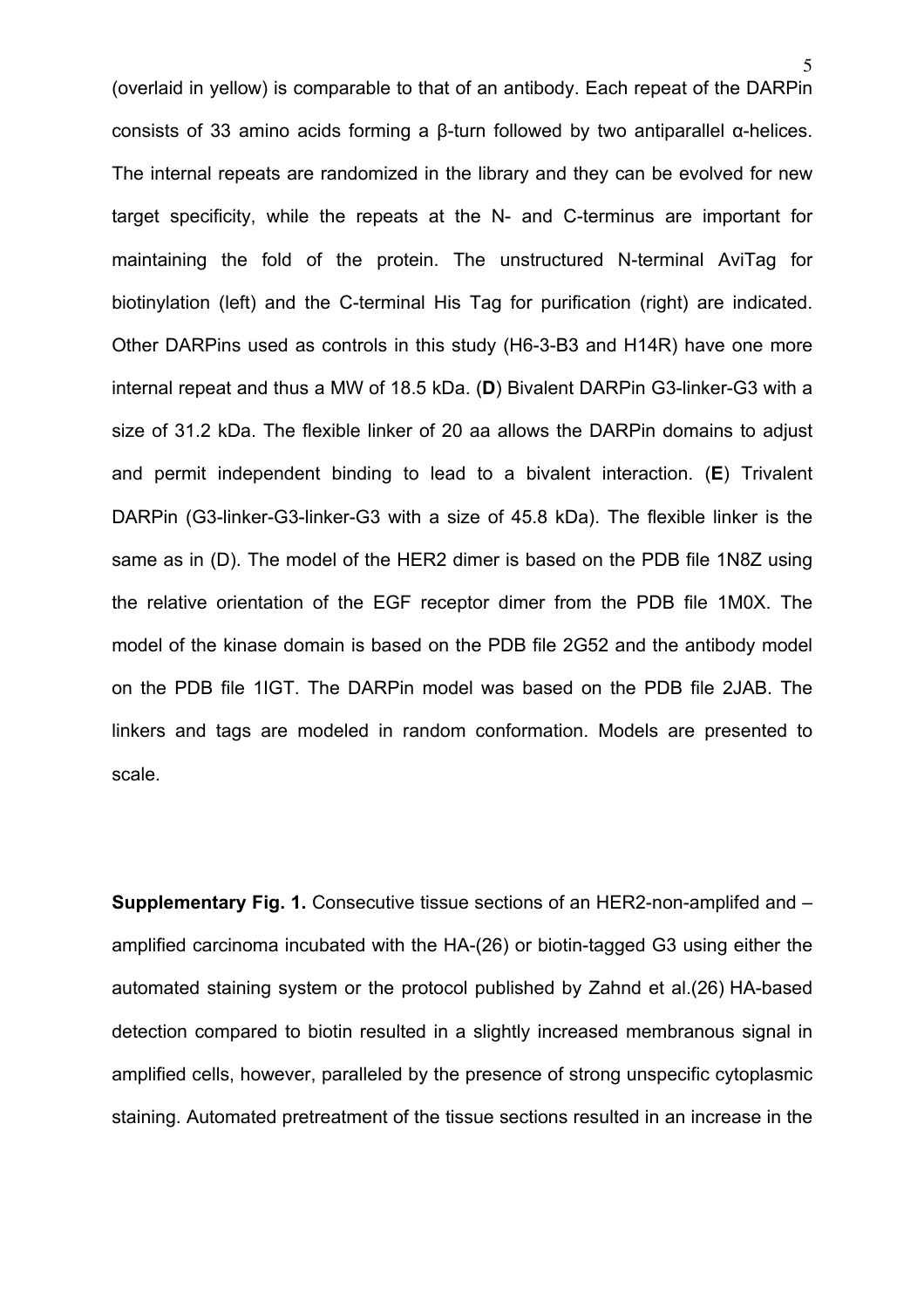(overlaid in yellow) is comparable to that of an antibody. Each repeat of the DARPin consists of 33 amino acids forming a β-turn followed by two antiparallel α-helices. The internal repeats are randomized in the library and they can be evolved for new target specificity, while the repeats at the N- and C-terminus are important for maintaining the fold of the protein. The unstructured N-terminal AviTag for biotinylation (left) and the C-terminal His Tag for purification (right) are indicated. Other DARPins used as controls in this study (H6-3-B3 and H14R) have one more internal repeat and thus a MW of 18.5 kDa. (**D**) Bivalent DARPin G3-linker-G3 with a size of 31.2 kDa. The flexible linker of 20 aa allows the DARPin domains to adjust and permit independent binding to lead to a bivalent interaction. (**E**) Trivalent DARPin (G3-linker-G3-linker-G3 with a size of 45.8 kDa). The flexible linker is the same as in (D). The model of the HER2 dimer is based on the PDB file 1N8Z using the relative orientation of the EGF receptor dimer from the PDB file 1M0X. The model of the kinase domain is based on the PDB file 2G52 and the antibody model on the PDB file 1IGT. The DARPin model was based on the PDB file 2JAB. The linkers and tags are modeled in random conformation. Models are presented to scale.

**Supplementary Fig. 1.** Consecutive tissue sections of an HER2-non-amplifed and –amplified carcinoma incubated with the HA-(26) or biotin-tagged G3 using either the automated staining system or the protocol published by Zahnd et al.(26) HA-based detection compared to biotin resulted in a slightly increased membranous signal in amplified cells, however, paralleled by the presence of strong unspecific cytoplasmic staining. Automated pretreatment of the tissue sections resulted in an increase in the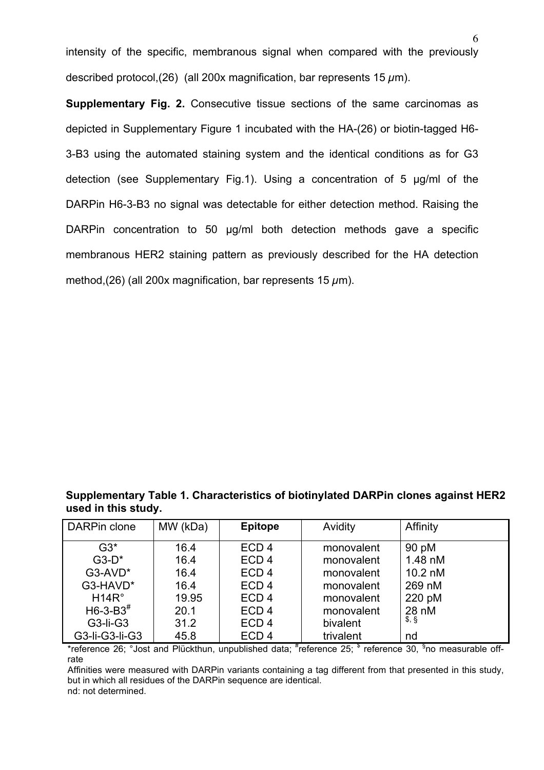intensity of the specific, membranous signal when compared with the previously described protocol,(26) (all 200x magnification, bar represents 15 $\mu$m).

**Supplementary Fig. 2.** Consecutive tissue sections of the same carcinomas as depicted in Supplementary Figure 1 incubated with the HA-(26) or biotin-tagged H6-3-B3 using the automated staining system and the identical conditions as for G3 detection (see Supplementary Fig.1). Using a concentration of 5 µg/ml of the DARPin H6-3-B3 no signal was detectable for either detection method. Raising the DARPin concentration to 50 µg/ml both detection methods gave a specific membranous HER2 staining pattern as previously described for the HA detection method,(26) (all 200x magnification, bar represents 15 $\mu$m).

**Supplementary Table 1. Characteristics of biotinylated DARPin clones against HER2 used in this study.**

| DARPin clone | MW (kDa) | **Epitope** | Avidity | Affinity |
|---|---|---|---|---|
| G3* | 16.4 | ECD 4 | monovalent | 90 pM |
| G3-D* | 16.4 | ECD 4 | monovalent | 1.48 nM |
| G3-AVD* | 16.4 | ECD 4 | monovalent | 10.2 nM |
| G3-HAVD* | 16.4 | ECD 4 | monovalent | 269 nM |
| H14R° | 19.95 | ECD 4 | monovalent | 220 pM |
| H6-3-B3[#] | 20.1 | ECD 4 | monovalent | 28 nM |
| G3-li-G3 | 31.2 | ECD 4 | bivalent | [$, §] |
| G3-li-G3-li-G3 | 45.8 | ECD 4 | trivalent | nd |

*reference 26; °Jost and Plückthun, unpublished data; [#]reference 25; [$] reference 30, [§]no measurable off-rate

Affinities were measured with DARPin variants containing a tag different from that presented in this study, but in which all residues of the DARPin sequence are identical.

nd: not determined.